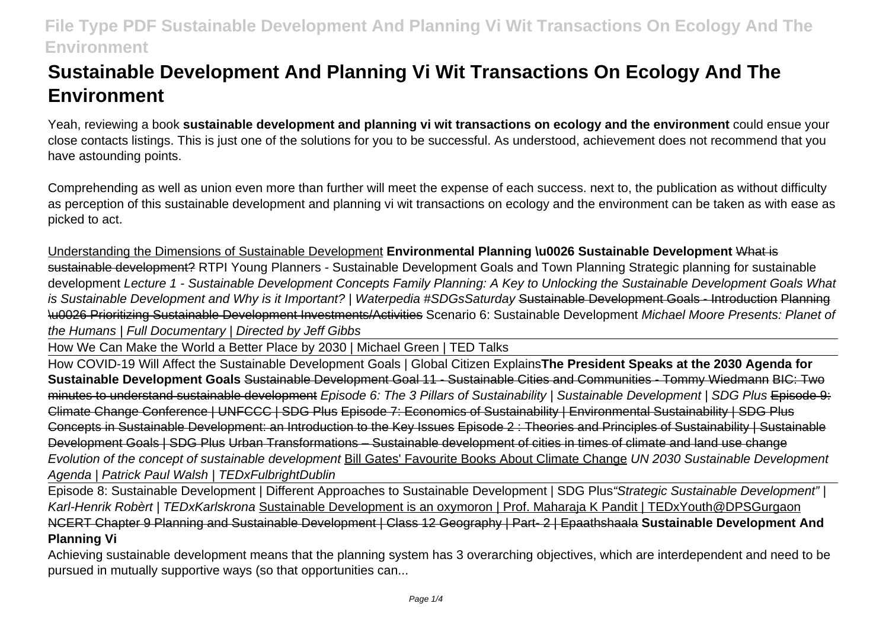# Sustainable Development And Planning Vi Wit Transactions On Ecology And The Environment

Yeah, reviewing a book **sustainable development and planning vi wit transactions on ecology and the environment** could ensue your close contacts listings. This is just one of the solutions for you to be successful. As understood, achievement does not recommend that you have astounding points.

Comprehending as well as union even more than further will meet the expense of each success. next to, the publication as without difficulty as perception of this sustainable development and planning vi wit transactions on ecology and the environment can be taken as with ease as picked to act.

Understanding the Dimensions of Sustainable Development **Environmental Planning \u0026 Sustainable Development** ~~What is sustainable development?~~ RTPI Young Planners - Sustainable Development Goals and Town Planning Strategic planning for sustainable development *Lecture 1 - Sustainable Development Concepts* *Family Planning: A Key to Unlocking the Sustainable Development Goals* *What is Sustainable Development and Why is it Important? | Waterpedia #SDGsSaturday* ~~Sustainable Development Goals - Introduction~~ ~~Planning \u0026 Prioritizing Sustainable Development Investments/Activities~~ Scenario 6: Sustainable Development *Michael Moore Presents: Planet of the Humans | Full Documentary | Directed by Jeff Gibbs*

How We Can Make the World a Better Place by 2030 | Michael Green | TED Talks

How COVID-19 Will Affect the Sustainable Development Goals | Global Citizen Explains **The President Speaks at the 2030 Agenda for Sustainable Development Goals** ~~Sustainable Development Goal 11 - Sustainable Cities and Communities - Tommy Wiedmann~~ ~~BIC: Two minutes to understand sustainable development~~ *Episode 6: The 3 Pillars of Sustainability | Sustainable Development | SDG Plus* ~~Episode 9: Climate Change Conference | UNFCCC | SDG Plus~~ ~~Episode 7: Economics of Sustainability | Environmental Sustainability | SDG Plus~~ ~~Concepts in Sustainable Development: an Introduction to the Key Issues~~ ~~Episode 2 : Theories and Principles of Sustainability | Sustainable Development Goals | SDG Plus~~ ~~Urban Transformations – Sustainable development of cities in times of climate and land use change~~ *Evolution of the concept of sustainable development* Bill Gates' Favourite Books About Climate Change *UN 2030 Sustainable Development Agenda | Patrick Paul Walsh | TEDxFulbrightDublin*

Episode 8: Sustainable Development | Different Approaches to Sustainable Development | SDG Plus *"Strategic Sustainable Development" | Karl-Henrik Robèrt | TEDxKarlskrona* Sustainable Development is an oxymoron | Prof. Maharaja K Pandit | TEDxYouth@DPSGurgaon ~~NCERT Chapter 9 Planning and Sustainable Development | Class 12 Geography | Part- 2 | Epaathshaala~~ **Sustainable Development And Planning Vi**

Achieving sustainable development means that the planning system has 3 overarching objectives, which are interdependent and need to be pursued in mutually supportive ways (so that opportunities can...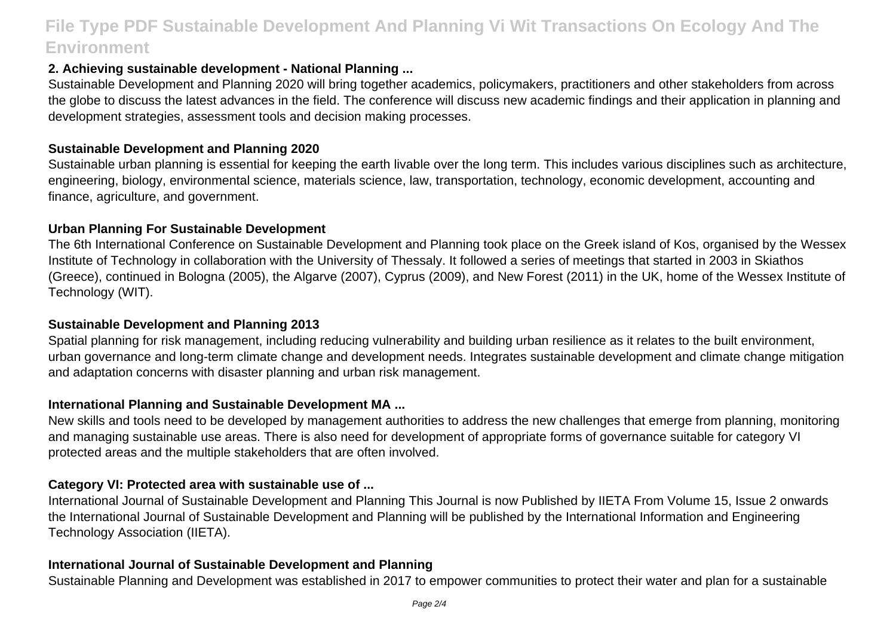**2. Achieving sustainable development - National Planning ...**

Sustainable Development and Planning 2020 will bring together academics, policymakers, practitioners and other stakeholders from across the globe to discuss the latest advances in the field. The conference will discuss new academic findings and their application in planning and development strategies, assessment tools and decision making processes.

**Sustainable Development and Planning 2020**

Sustainable urban planning is essential for keeping the earth livable over the long term. This includes various disciplines such as architecture, engineering, biology, environmental science, materials science, law, transportation, technology, economic development, accounting and finance, agriculture, and government.

**Urban Planning For Sustainable Development**

The 6th International Conference on Sustainable Development and Planning took place on the Greek island of Kos, organised by the Wessex Institute of Technology in collaboration with the University of Thessaly. It followed a series of meetings that started in 2003 in Skiathos (Greece), continued in Bologna (2005), the Algarve (2007), Cyprus (2009), and New Forest (2011) in the UK, home of the Wessex Institute of Technology (WIT).

**Sustainable Development and Planning 2013**

Spatial planning for risk management, including reducing vulnerability and building urban resilience as it relates to the built environment, urban governance and long-term climate change and development needs. Integrates sustainable development and climate change mitigation and adaptation concerns with disaster planning and urban risk management.

**International Planning and Sustainable Development MA ...**

New skills and tools need to be developed by management authorities to address the new challenges that emerge from planning, monitoring and managing sustainable use areas. There is also need for development of appropriate forms of governance suitable for category VI protected areas and the multiple stakeholders that are often involved.

**Category VI: Protected area with sustainable use of ...**

International Journal of Sustainable Development and Planning This Journal is now Published by IIETA From Volume 15, Issue 2 onwards the International Journal of Sustainable Development and Planning will be published by the International Information and Engineering Technology Association (IIETA).

**International Journal of Sustainable Development and Planning**

Sustainable Planning and Development was established in 2017 to empower communities to protect their water and plan for a sustainable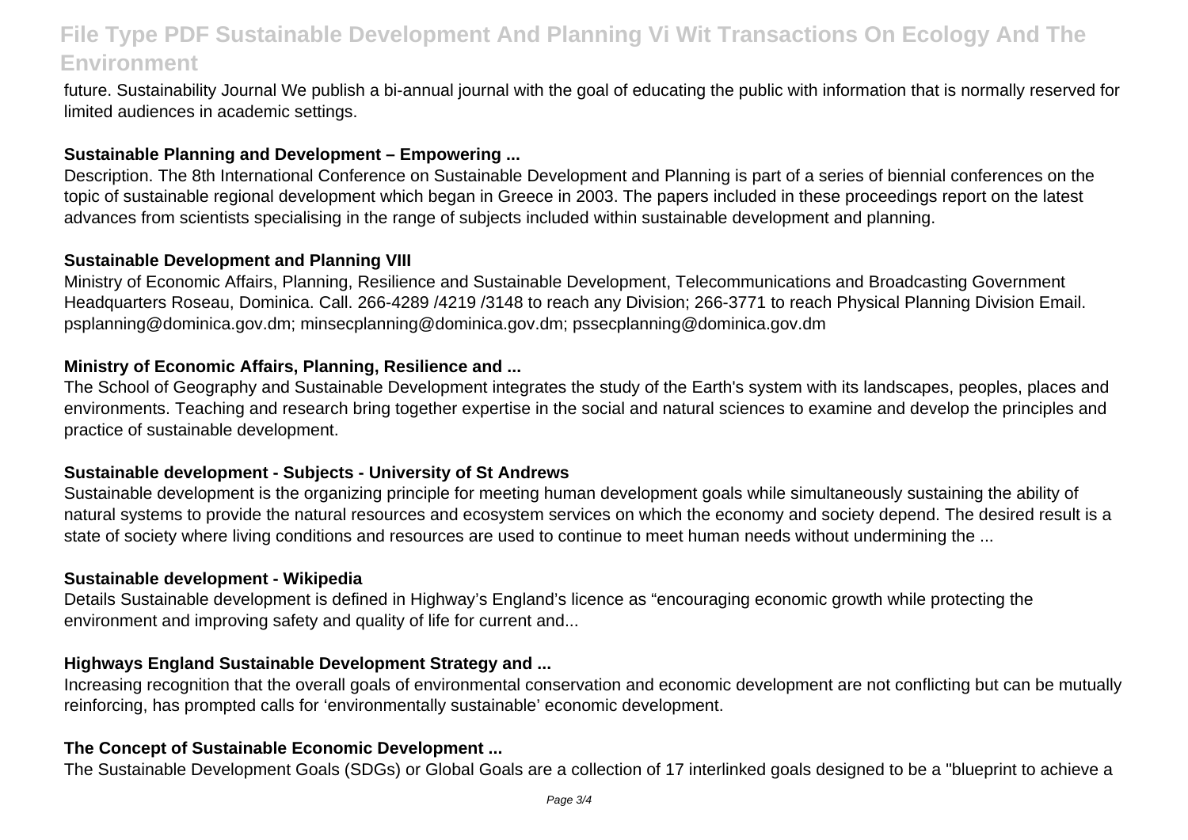future. Sustainability Journal We publish a bi-annual journal with the goal of educating the public with information that is normally reserved for limited audiences in academic settings.

**Sustainable Planning and Development – Empowering ...**

Description. The 8th International Conference on Sustainable Development and Planning is part of a series of biennial conferences on the topic of sustainable regional development which began in Greece in 2003. The papers included in these proceedings report on the latest advances from scientists specialising in the range of subjects included within sustainable development and planning.

**Sustainable Development and Planning VIII**

Ministry of Economic Affairs, Planning, Resilience and Sustainable Development, Telecommunications and Broadcasting Government Headquarters Roseau, Dominica. Call. 266-4289 /4219 /3148 to reach any Division; 266-3771 to reach Physical Planning Division Email. psplanning@dominica.gov.dm; minsecplanning@dominica.gov.dm; pssecplanning@dominica.gov.dm

**Ministry of Economic Affairs, Planning, Resilience and ...**

The School of Geography and Sustainable Development integrates the study of the Earth's system with its landscapes, peoples, places and environments. Teaching and research bring together expertise in the social and natural sciences to examine and develop the principles and practice of sustainable development.

**Sustainable development - Subjects - University of St Andrews**

Sustainable development is the organizing principle for meeting human development goals while simultaneously sustaining the ability of natural systems to provide the natural resources and ecosystem services on which the economy and society depend. The desired result is a state of society where living conditions and resources are used to continue to meet human needs without undermining the ...

**Sustainable development - Wikipedia**

Details Sustainable development is defined in Highway's England's licence as "encouraging economic growth while protecting the environment and improving safety and quality of life for current and...

**Highways England Sustainable Development Strategy and ...**

Increasing recognition that the overall goals of environmental conservation and economic development are not conflicting but can be mutually reinforcing, has prompted calls for 'environmentally sustainable' economic development.

**The Concept of Sustainable Economic Development ...**

The Sustainable Development Goals (SDGs) or Global Goals are a collection of 17 interlinked goals designed to be a "blueprint to achieve a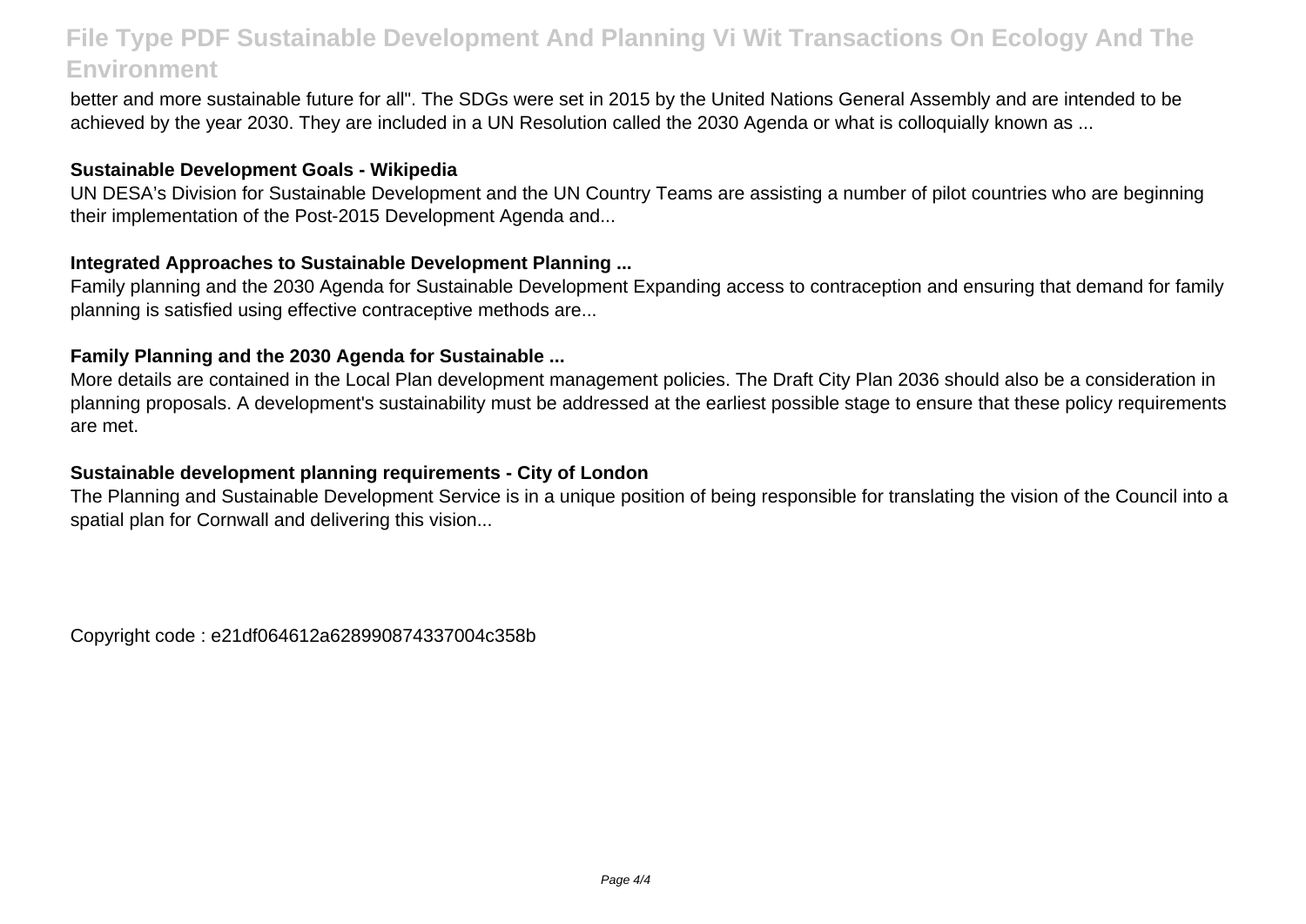better and more sustainable future for all". The SDGs were set in 2015 by the United Nations General Assembly and are intended to be achieved by the year 2030. They are included in a UN Resolution called the 2030 Agenda or what is colloquially known as ...

**Sustainable Development Goals - Wikipedia**

UN DESA's Division for Sustainable Development and the UN Country Teams are assisting a number of pilot countries who are beginning their implementation of the Post-2015 Development Agenda and...

**Integrated Approaches to Sustainable Development Planning ...**

Family planning and the 2030 Agenda for Sustainable Development Expanding access to contraception and ensuring that demand for family planning is satisfied using effective contraceptive methods are...

**Family Planning and the 2030 Agenda for Sustainable ...**

More details are contained in the Local Plan development management policies. The Draft City Plan 2036 should also be a consideration in planning proposals. A development's sustainability must be addressed at the earliest possible stage to ensure that these policy requirements are met.

**Sustainable development planning requirements - City of London**

The Planning and Sustainable Development Service is in a unique position of being responsible for translating the vision of the Council into a spatial plan for Cornwall and delivering this vision...

Copyright code : e21df064612a628990874337004c358b